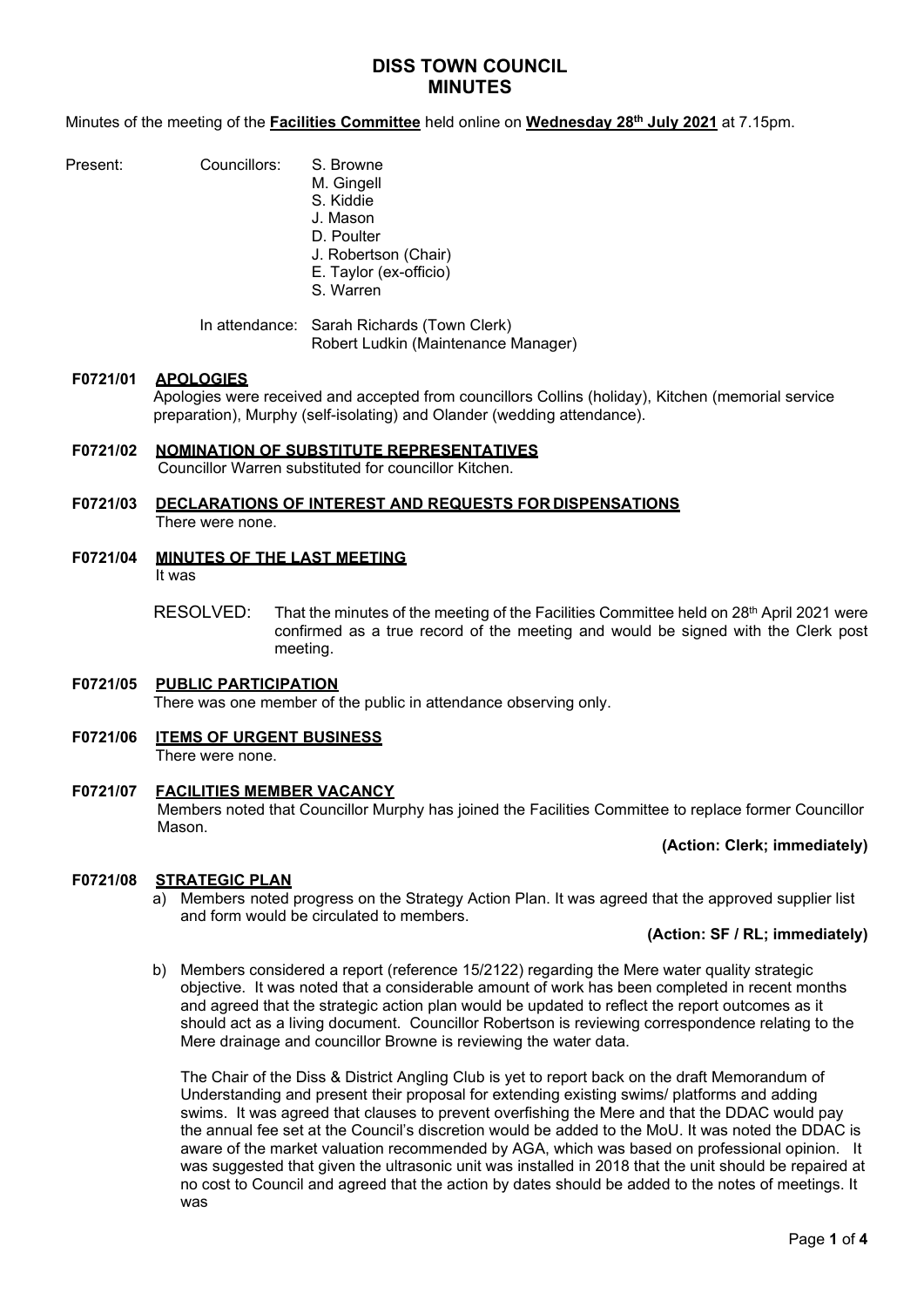# DISS TOWN COUNCIL
# MINUTES

Minutes of the meeting of the **Facilities Committee** held online on **Wednesday 28th July 2021** at 7.15pm.

Present: Councillors:
- S. Browne
- M. Gingell
- S. Kiddie
- J. Mason
- D. Poulter
- J. Robertson (Chair)
- E. Taylor (ex-officio)
- S. Warren

In attendance: Sarah Richards (Town Clerk)
Robert Ludkin (Maintenance Manager)

**F0721/01 APOLOGIES**

Apologies were received and accepted from councillors Collins (holiday), Kitchen (memorial service preparation), Murphy (self-isolating) and Olander (wedding attendance).

**F0721/02 NOMINATION OF SUBSTITUTE REPRESENTATIVES**

Councillor Warren substituted for councillor Kitchen.

**F0721/03 DECLARATIONS OF INTEREST AND REQUESTS FOR DISPENSATIONS**

There were none.

**F0721/04 MINUTES OF THE LAST MEETING**

It was

RESOLVED: That the minutes of the meeting of the Facilities Committee held on 28th April 2021 were confirmed as a true record of the meeting and would be signed with the Clerk post meeting.

**F0721/05 PUBLIC PARTICIPATION**

There was one member of the public in attendance observing only.

**F0721/06 ITEMS OF URGENT BUSINESS**

There were none.

**F0721/07 FACILITIES MEMBER VACANCY**

Members noted that Councillor Murphy has joined the Facilities Committee to replace former Councillor Mason.

**(Action: Clerk; immediately)**

**F0721/08 STRATEGIC PLAN**

a) Members noted progress on the Strategy Action Plan. It was agreed that the approved supplier list and form would be circulated to members.

**(Action: SF / RL; immediately)**

b) Members considered a report (reference 15/2122) regarding the Mere water quality strategic objective. It was noted that a considerable amount of work has been completed in recent months and agreed that the strategic action plan would be updated to reflect the report outcomes as it should act as a living document. Councillor Robertson is reviewing correspondence relating to the Mere drainage and councillor Browne is reviewing the water data.

The Chair of the Diss & District Angling Club is yet to report back on the draft Memorandum of Understanding and present their proposal for extending existing swims/ platforms and adding swims. It was agreed that clauses to prevent overfishing the Mere and that the DDAC would pay the annual fee set at the Council's discretion would be added to the MoU. It was noted the DDAC is aware of the market valuation recommended by AGA, which was based on professional opinion. It was suggested that given the ultrasonic unit was installed in 2018 that the unit should be repaired at no cost to Council and agreed that the action by dates should be added to the notes of meetings. It was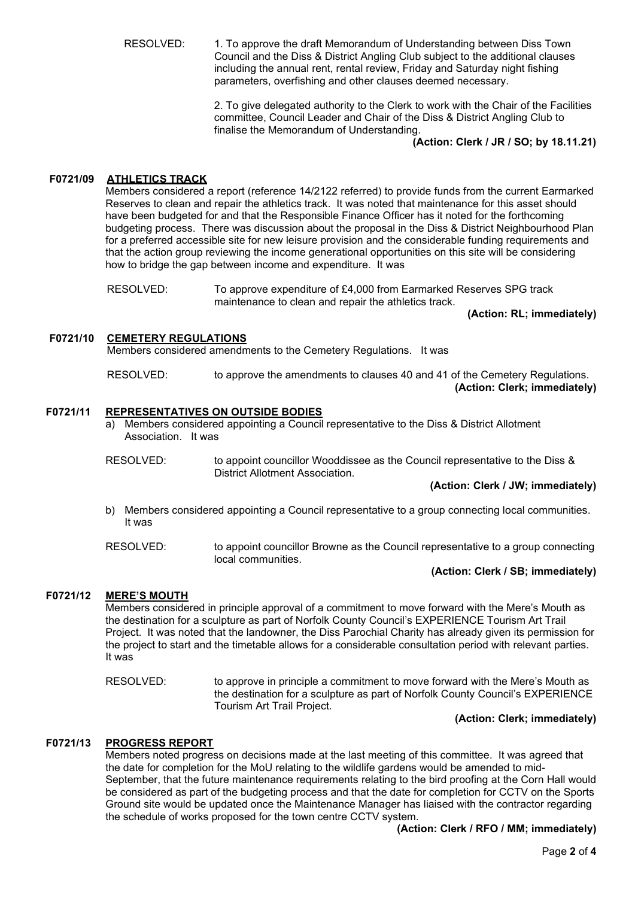RESOLVED: 1. To approve the draft Memorandum of Understanding between Diss Town Council and the Diss & District Angling Club subject to the additional clauses including the annual rent, rental review, Friday and Saturday night fishing parameters, overfishing and other clauses deemed necessary.

2. To give delegated authority to the Clerk to work with the Chair of the Facilities committee, Council Leader and Chair of the Diss & District Angling Club to finalise the Memorandum of Understanding.

**(Action: Clerk / JR / SO; by 18.11.21)**

## F0721/09 ATHLETICS TRACK

Members considered a report (reference 14/2122 referred) to provide funds from the current Earmarked Reserves to clean and repair the athletics track. It was noted that maintenance for this asset should have been budgeted for and that the Responsible Finance Officer has it noted for the forthcoming budgeting process. There was discussion about the proposal in the Diss & District Neighbourhood Plan for a preferred accessible site for new leisure provision and the considerable funding requirements and that the action group reviewing the income generational opportunities on this site will be considering how to bridge the gap between income and expenditure. It was

RESOLVED: To approve expenditure of £4,000 from Earmarked Reserves SPG track maintenance to clean and repair the athletics track.

**(Action: RL; immediately)**

## F0721/10 CEMETERY REGULATIONS

Members considered amendments to the Cemetery Regulations. It was

RESOLVED: to approve the amendments to clauses 40 and 41 of the Cemetery Regulations.

**(Action: Clerk; immediately)**

## F0721/11 REPRESENTATIVES ON OUTSIDE BODIES

a) Members considered appointing a Council representative to the Diss & District Allotment Association. It was

RESOLVED: to appoint councillor Wooddissee as the Council representative to the Diss & District Allotment Association.

**(Action: Clerk / JW; immediately)**

b) Members considered appointing a Council representative to a group connecting local communities. It was

RESOLVED: to appoint councillor Browne as the Council representative to a group connecting local communities.

**(Action: Clerk / SB; immediately)**

## F0721/12 MERE'S MOUTH

Members considered in principle approval of a commitment to move forward with the Mere's Mouth as the destination for a sculpture as part of Norfolk County Council's EXPERIENCE Tourism Art Trail Project. It was noted that the landowner, the Diss Parochial Charity has already given its permission for the project to start and the timetable allows for a considerable consultation period with relevant parties. It was

RESOLVED: to approve in principle a commitment to move forward with the Mere's Mouth as the destination for a sculpture as part of Norfolk County Council's EXPERIENCE Tourism Art Trail Project.

**(Action: Clerk; immediately)**

## F0721/13 PROGRESS REPORT

Members noted progress on decisions made at the last meeting of this committee. It was agreed that the date for completion for the MoU relating to the wildlife gardens would be amended to mid-September, that the future maintenance requirements relating to the bird proofing at the Corn Hall would be considered as part of the budgeting process and that the date for completion for CCTV on the Sports Ground site would be updated once the Maintenance Manager has liaised with the contractor regarding the schedule of works proposed for the town centre CCTV system.

**(Action: Clerk / RFO / MM; immediately)**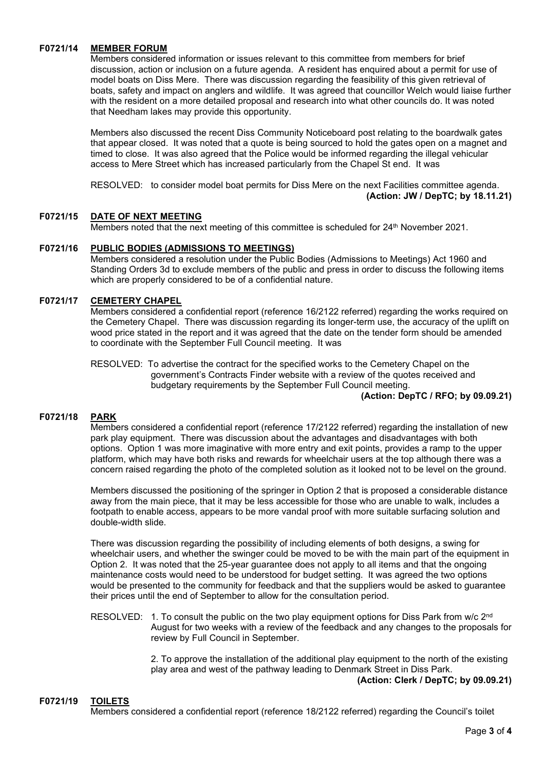**F0721/14 MEMBER FORUM**

Members considered information or issues relevant to this committee from members for brief discussion, action or inclusion on a future agenda. A resident has enquired about a permit for use of model boats on Diss Mere. There was discussion regarding the feasibility of this given retrieval of boats, safety and impact on anglers and wildlife. It was agreed that councillor Welch would liaise further with the resident on a more detailed proposal and research into what other councils do. It was noted that Needham lakes may provide this opportunity.

Members also discussed the recent Diss Community Noticeboard post relating to the boardwalk gates that appear closed. It was noted that a quote is being sourced to hold the gates open on a magnet and timed to close. It was also agreed that the Police would be informed regarding the illegal vehicular access to Mere Street which has increased particularly from the Chapel St end. It was

RESOLVED: to consider model boat permits for Diss Mere on the next Facilities committee agenda.

**(Action: JW / DepTC; by 18.11.21)**

**F0721/15 DATE OF NEXT MEETING**

Members noted that the next meeting of this committee is scheduled for 24th November 2021.

**F0721/16 PUBLIC BODIES (ADMISSIONS TO MEETINGS)**

Members considered a resolution under the Public Bodies (Admissions to Meetings) Act 1960 and Standing Orders 3d to exclude members of the public and press in order to discuss the following items which are properly considered to be of a confidential nature.

**F0721/17 CEMETERY CHAPEL**

Members considered a confidential report (reference 16/2122 referred) regarding the works required on the Cemetery Chapel. There was discussion regarding its longer-term use, the accuracy of the uplift on wood price stated in the report and it was agreed that the date on the tender form should be amended to coordinate with the September Full Council meeting. It was

RESOLVED: To advertise the contract for the specified works to the Cemetery Chapel on the government's Contracts Finder website with a review of the quotes received and budgetary requirements by the September Full Council meeting.

**(Action: DepTC / RFO; by 09.09.21)**

**F0721/18 PARK**

Members considered a confidential report (reference 17/2122 referred) regarding the installation of new park play equipment. There was discussion about the advantages and disadvantages with both options. Option 1 was more imaginative with more entry and exit points, provides a ramp to the upper platform, which may have both risks and rewards for wheelchair users at the top although there was a concern raised regarding the photo of the completed solution as it looked not to be level on the ground.

Members discussed the positioning of the springer in Option 2 that is proposed a considerable distance away from the main piece, that it may be less accessible for those who are unable to walk, includes a footpath to enable access, appears to be more vandal proof with more suitable surfacing solution and double-width slide.

There was discussion regarding the possibility of including elements of both designs, a swing for wheelchair users, and whether the swinger could be moved to be with the main part of the equipment in Option 2. It was noted that the 25-year guarantee does not apply to all items and that the ongoing maintenance costs would need to be understood for budget setting. It was agreed the two options would be presented to the community for feedback and that the suppliers would be asked to guarantee their prices until the end of September to allow for the consultation period.

RESOLVED: 1. To consult the public on the two play equipment options for Diss Park from w/c 2nd August for two weeks with a review of the feedback and any changes to the proposals for review by Full Council in September.

2. To approve the installation of the additional play equipment to the north of the existing play area and west of the pathway leading to Denmark Street in Diss Park.

**(Action: Clerk / DepTC; by 09.09.21)**

**F0721/19 TOILETS**

Members considered a confidential report (reference 18/2122 referred) regarding the Council's toilet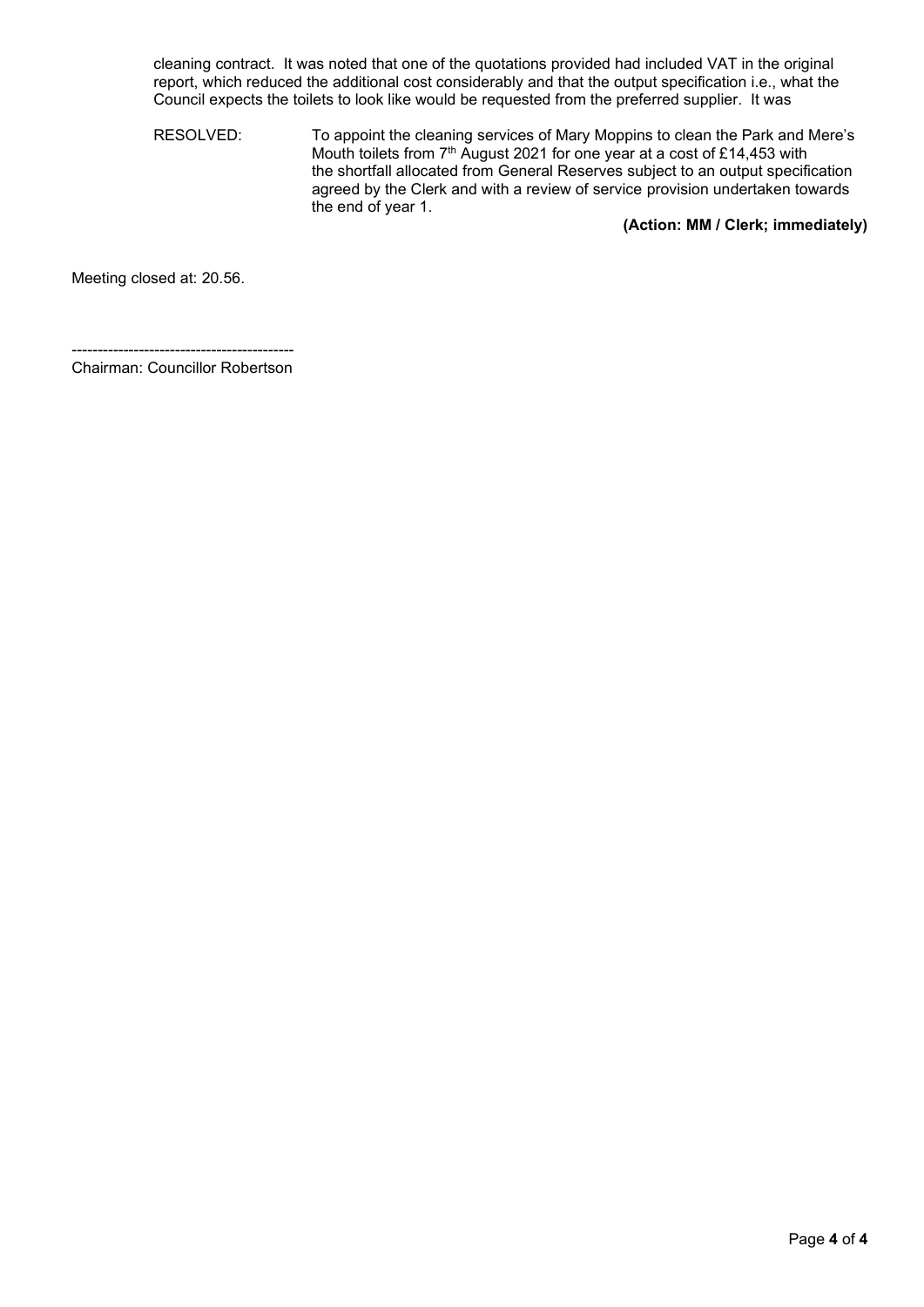cleaning contract. It was noted that one of the quotations provided had included VAT in the original report, which reduced the additional cost considerably and that the output specification i.e., what the Council expects the toilets to look like would be requested from the preferred supplier. It was

RESOLVED: To appoint the cleaning services of Mary Moppins to clean the Park and Mere's Mouth toilets from 7th August 2021 for one year at a cost of £14,453 with the shortfall allocated from General Reserves subject to an output specification agreed by the Clerk and with a review of service provision undertaken towards the end of year 1.

**(Action: MM / Clerk; immediately)**

Meeting closed at: 20.56.

------------------------------------------

Chairman: Councillor Robertson